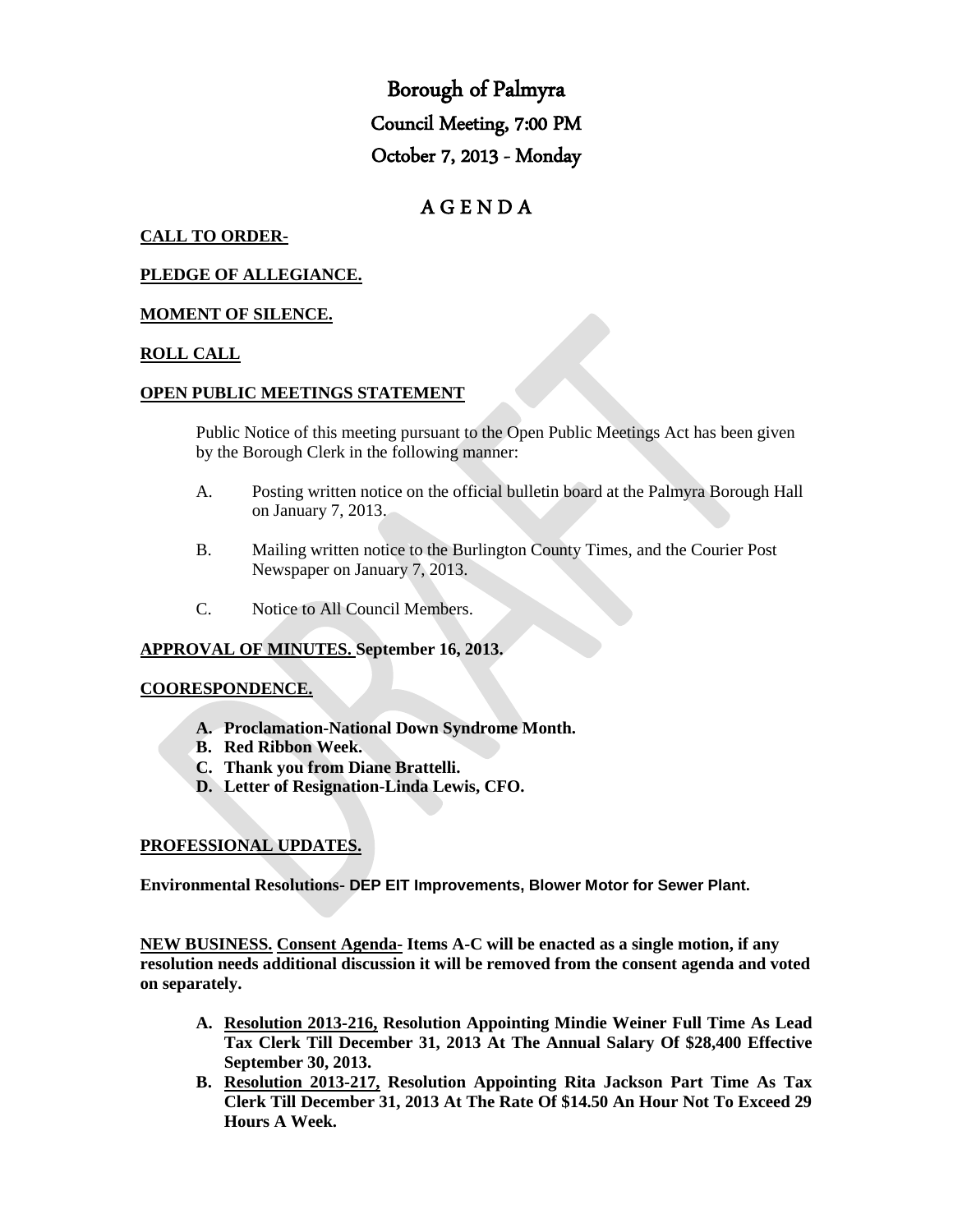# Borough of Palmyra

## Council Meeting, 7:00 PM

## October 7, 2013 - Monday

# A G E N D A

**CALL TO ORDER-**

**PLEDGE OF ALLEGIANCE.**

**MOMENT OF SILENCE.**

**ROLL CALL**

**OPEN PUBLIC MEETINGS STATEMENT**

Public Notice of this meeting pursuant to the Open Public Meetings Act has been given by the Borough Clerk in the following manner:

A. Posting written notice on the official bulletin board at the Palmyra Borough Hall on January 7, 2013.

B. Mailing written notice to the Burlington County Times, and the Courier Post Newspaper on January 7, 2013.

C. Notice to All Council Members.

**APPROVAL OF MINUTES. September 16, 2013.**

**COORESPONDENCE.**

- **A. Proclamation-National Down Syndrome Month.**
- **B. Red Ribbon Week.**
- **C. Thank you from Diane Brattelli.**
- **D. Letter of Resignation-Linda Lewis, CFO.**

**PROFESSIONAL UPDATES.**

**Environmental Resolutions- DEP EIT Improvements, Blower Motor for Sewer Plant.**

**NEW BUSINESS. Consent Agenda- Items A-C will be enacted as a single motion, if any resolution needs additional discussion it will be removed from the consent agenda and voted on separately.**

- **A. Resolution 2013-216, Resolution Appointing Mindie Weiner Full Time As Lead Tax Clerk Till December 31, 2013 At The Annual Salary Of $28,400 Effective September 30, 2013.**
- **B. Resolution 2013-217, Resolution Appointing Rita Jackson Part Time As Tax Clerk Till December 31, 2013 At The Rate Of $14.50 An Hour Not To Exceed 29 Hours A Week.**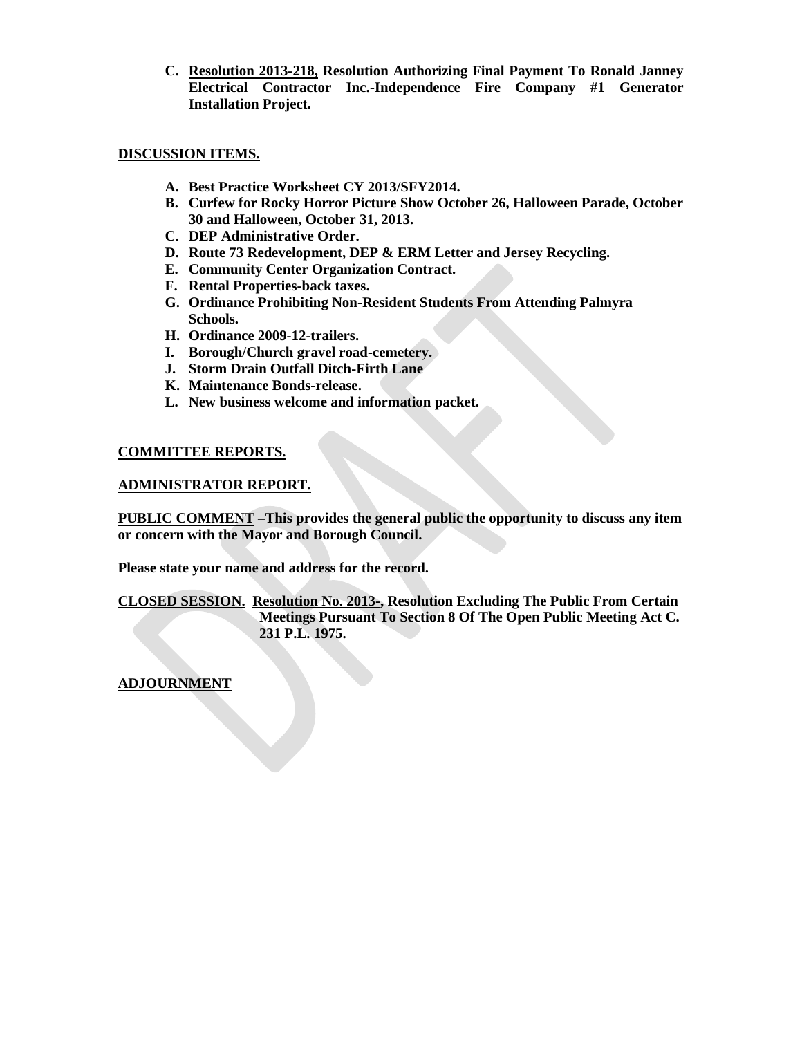C. **<u>Resolution 2013-218,</u> Resolution Authorizing Final Payment To Ronald Janney Electrical Contractor Inc.-Independence Fire Company #1 Generator Installation Project.**

**<u>DISCUSSION ITEMS.</u>**

- **A. Best Practice Worksheet CY 2013/SFY2014.**
- **B. Curfew for Rocky Horror Picture Show October 26, Halloween Parade, October 30 and Halloween, October 31, 2013.**
- **C. DEP Administrative Order.**
- **D. Route 73 Redevelopment, DEP & ERM Letter and Jersey Recycling.**
- **E. Community Center Organization Contract.**
- **F. Rental Properties-back taxes.**
- **G. Ordinance Prohibiting Non-Resident Students From Attending Palmyra Schools.**
- **H. Ordinance 2009-12-trailers.**
- **I. Borough/Church gravel road-cemetery.**
- **J. Storm Drain Outfall Ditch-Firth Lane**
- **K. Maintenance Bonds-release.**
- **L. New business welcome and information packet.**

**<u>COMMITTEE REPORTS.</u>**

**<u>ADMINISTRATOR REPORT.</u>**

**<u>PUBLIC COMMENT</u> –This provides the general public the opportunity to discuss any item or concern with the Mayor and Borough Council.**

**Please state your name and address for the record.**

**<u>CLOSED SESSION.</u> <u>Resolution No. 2013-</u>, Resolution Excluding The Public From Certain Meetings Pursuant To Section 8 Of The Open Public Meeting Act C. 231 P.L. 1975.**

**<u>ADJOURNMENT</u>**